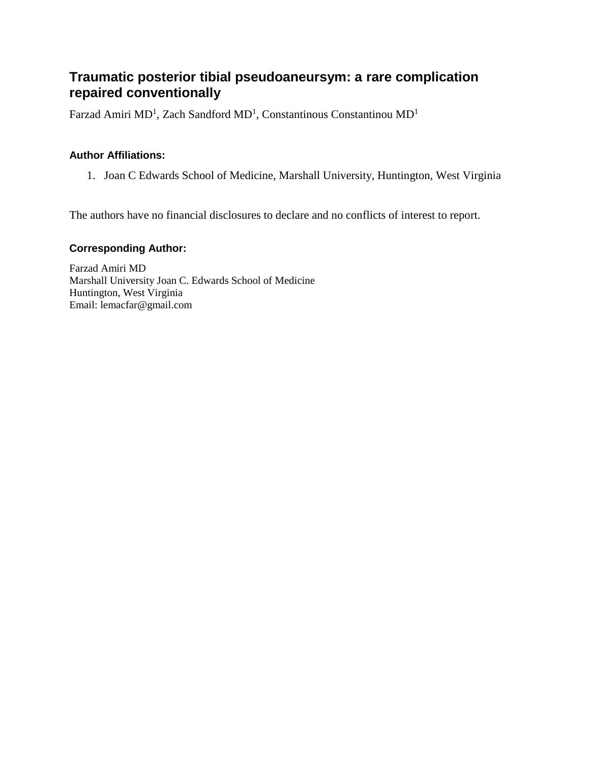# Traumatic posterior tibial pseudoaneursym: a rare complication repaired conventionally

Farzad Amiri MD[1], Zach Sandford MD[1], Constantinous Constantinou MD[1]

### Author Affiliations:

1. Joan C Edwards School of Medicine, Marshall University, Huntington, West Virginia

The authors have no financial disclosures to declare and no conflicts of interest to report.

### Corresponding Author:

Farzad Amiri MD
Marshall University Joan C. Edwards School of Medicine
Huntington, West Virginia
Email: lemacfar@gmail.com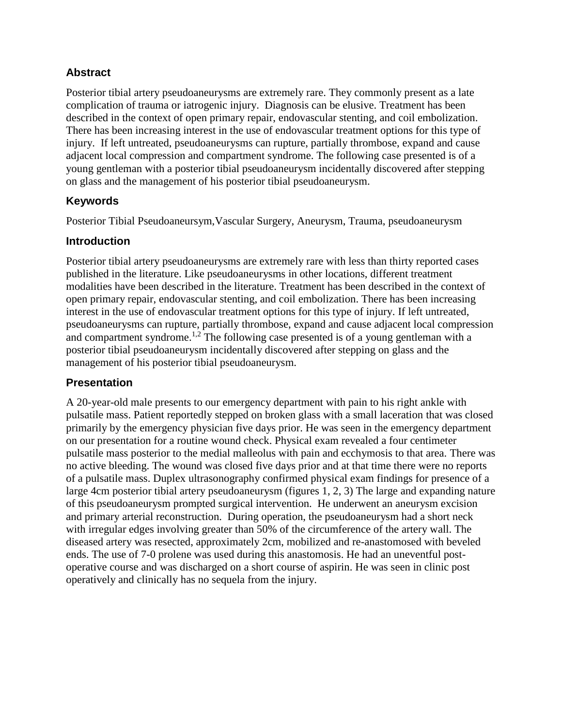## Abstract

Posterior tibial artery pseudoaneurysms are extremely rare. They commonly present as a late complication of trauma or iatrogenic injury. Diagnosis can be elusive. Treatment has been described in the context of open primary repair, endovascular stenting, and coil embolization. There has been increasing interest in the use of endovascular treatment options for this type of injury. If left untreated, pseudoaneurysms can rupture, partially thrombose, expand and cause adjacent local compression and compartment syndrome. The following case presented is of a young gentleman with a posterior tibial pseudoaneurysm incidentally discovered after stepping on glass and the management of his posterior tibial pseudoaneurysm.

## Keywords

Posterior Tibial Pseudoaneursym,Vascular Surgery, Aneurysm, Trauma, pseudoaneurysm

## Introduction

Posterior tibial artery pseudoaneurysms are extremely rare with less than thirty reported cases published in the literature. Like pseudoaneurysms in other locations, different treatment modalities have been described in the literature. Treatment has been described in the context of open primary repair, endovascular stenting, and coil embolization. There has been increasing interest in the use of endovascular treatment options for this type of injury. If left untreated, pseudoaneurysms can rupture, partially thrombose, expand and cause adjacent local compression and compartment syndrome.[1,2] The following case presented is of a young gentleman with a posterior tibial pseudoaneurysm incidentally discovered after stepping on glass and the management of his posterior tibial pseudoaneurysm.

## Presentation

A 20-year-old male presents to our emergency department with pain to his right ankle with pulsatile mass. Patient reportedly stepped on broken glass with a small laceration that was closed primarily by the emergency physician five days prior. He was seen in the emergency department on our presentation for a routine wound check. Physical exam revealed a four centimeter pulsatile mass posterior to the medial malleolus with pain and ecchymosis to that area. There was no active bleeding. The wound was closed five days prior and at that time there were no reports of a pulsatile mass. Duplex ultrasonography confirmed physical exam findings for presence of a large 4cm posterior tibial artery pseudoaneurysm (figures 1, 2, 3) The large and expanding nature of this pseudoaneurysm prompted surgical intervention. He underwent an aneurysm excision and primary arterial reconstruction. During operation, the pseudoaneurysm had a short neck with irregular edges involving greater than 50% of the circumference of the artery wall. The diseased artery was resected, approximately 2cm, mobilized and re-anastomosed with beveled ends. The use of 7-0 prolene was used during this anastomosis. He had an uneventful post-operative course and was discharged on a short course of aspirin. He was seen in clinic post operatively and clinically has no sequela from the injury.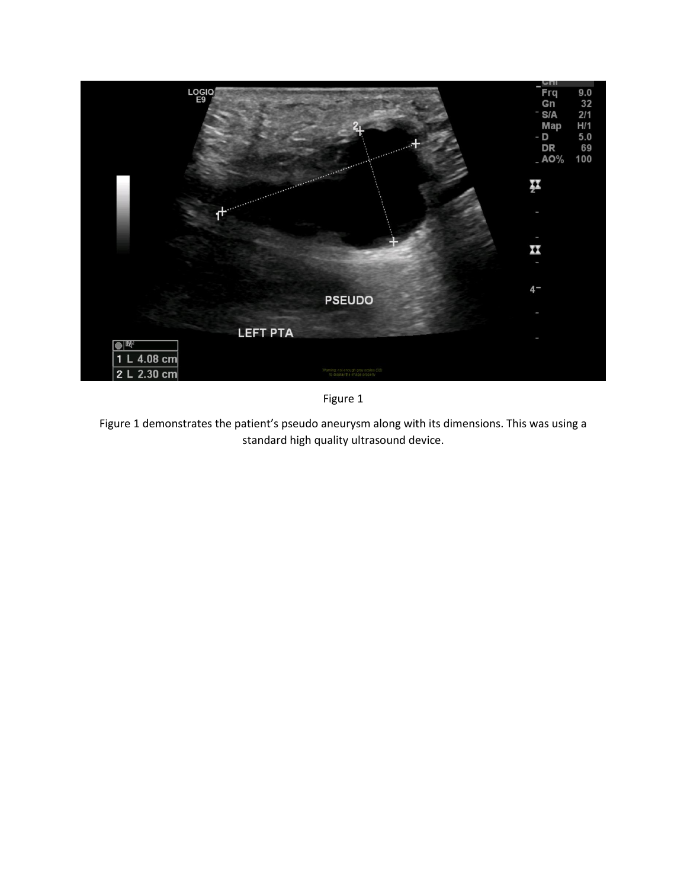Figure 1

Figure 1 demonstrates the patient's pseudo aneurysm along with its dimensions. This was using a standard high quality ultrasound device.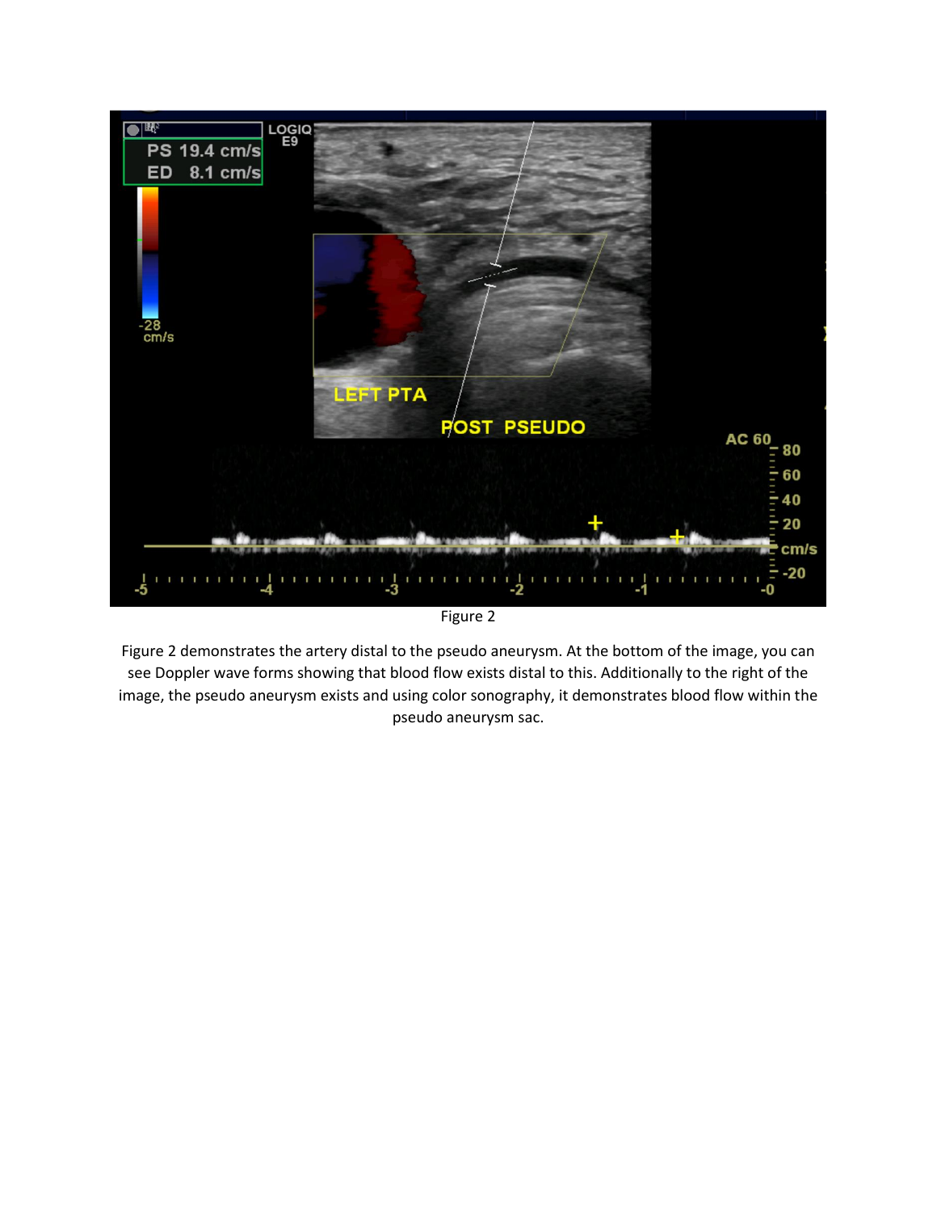Figure 2

Figure 2 demonstrates the artery distal to the pseudo aneurysm. At the bottom of the image, you can see Doppler wave forms showing that blood flow exists distal to this. Additionally to the right of the image, the pseudo aneurysm exists and using color sonography, it demonstrates blood flow within the pseudo aneurysm sac.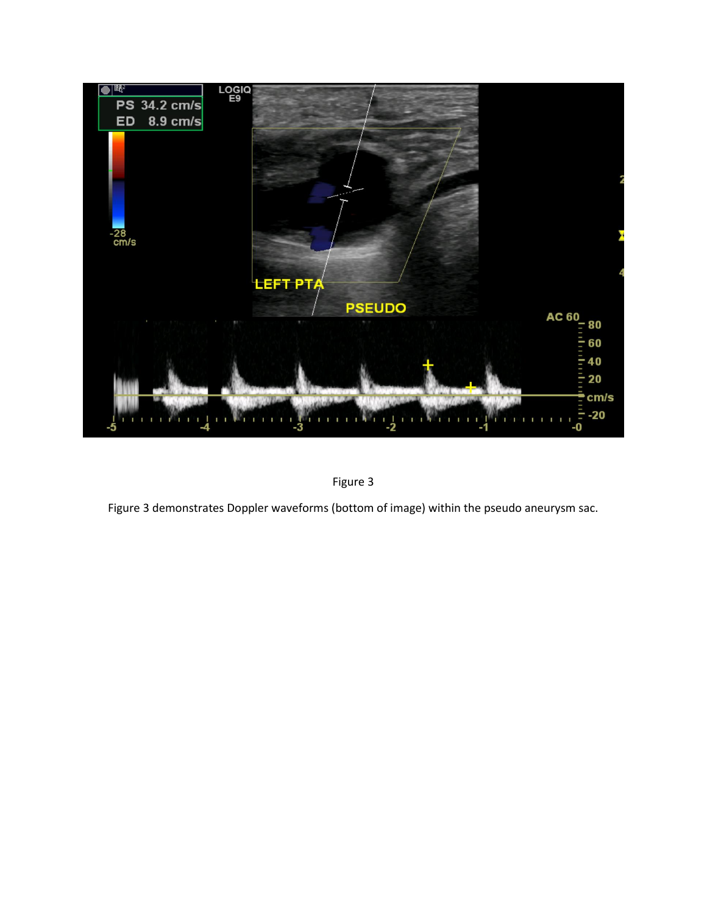Figure 3

Figure 3 demonstrates Doppler waveforms (bottom of image) within the pseudo aneurysm sac.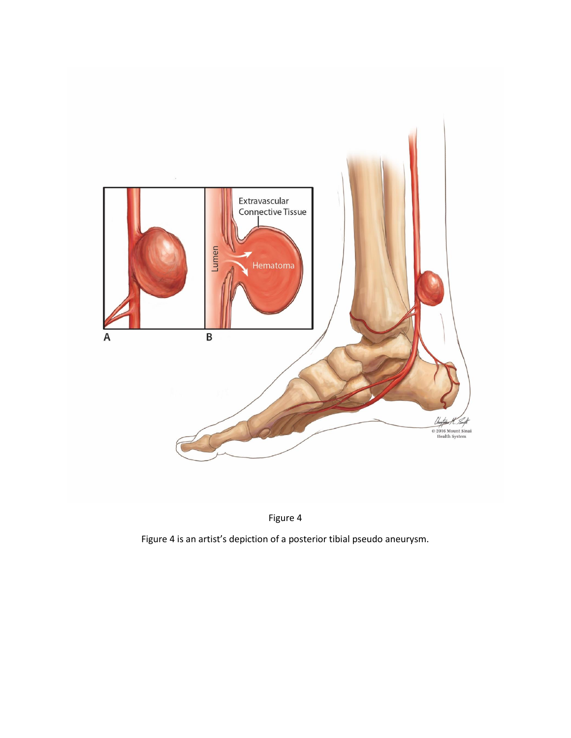Figure 4

Figure 4 is an artist's depiction of a posterior tibial pseudo aneurysm.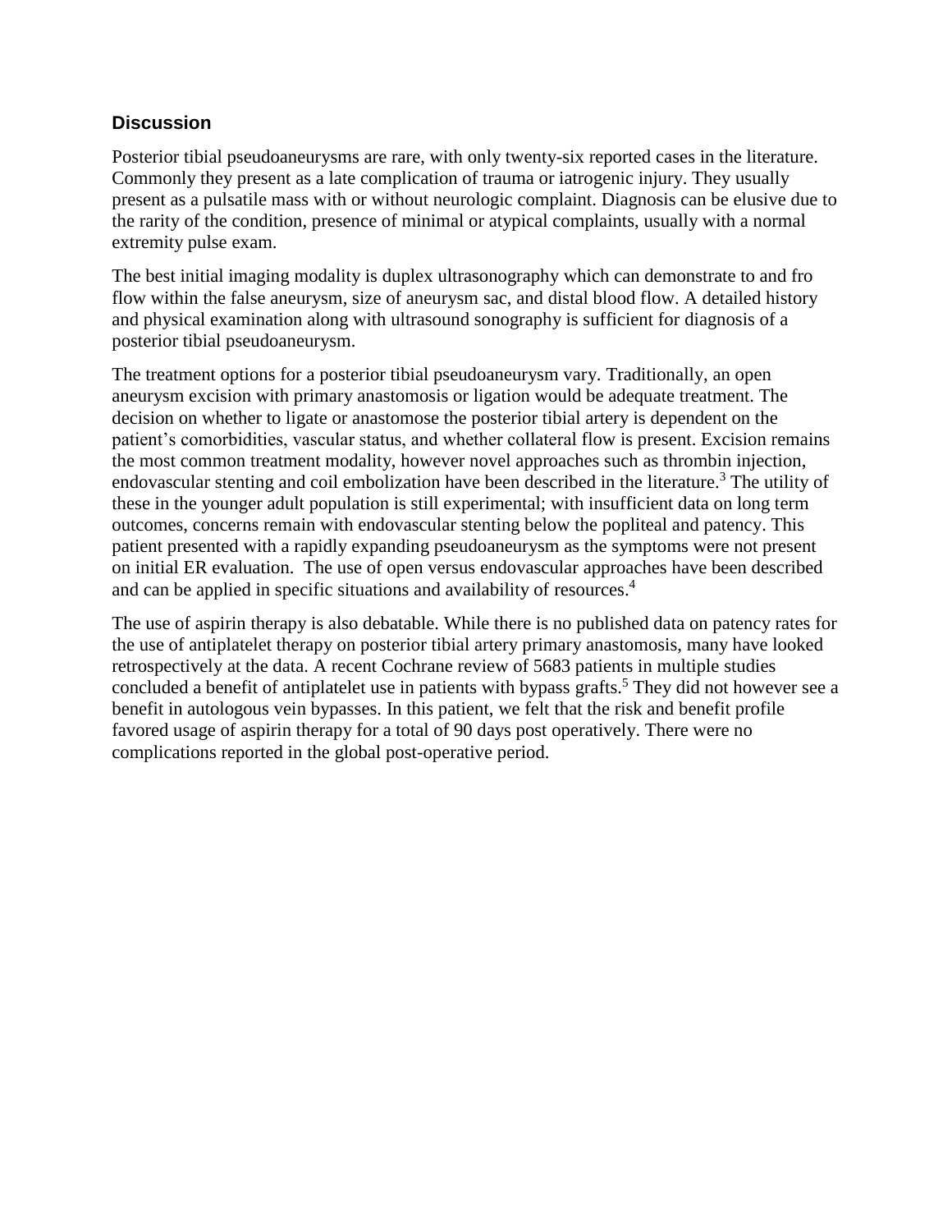## Discussion

Posterior tibial pseudoaneurysms are rare, with only twenty-six reported cases in the literature. Commonly they present as a late complication of trauma or iatrogenic injury. They usually present as a pulsatile mass with or without neurologic complaint. Diagnosis can be elusive due to the rarity of the condition, presence of minimal or atypical complaints, usually with a normal extremity pulse exam.

The best initial imaging modality is duplex ultrasonography which can demonstrate to and fro flow within the false aneurysm, size of aneurysm sac, and distal blood flow. A detailed history and physical examination along with ultrasound sonography is sufficient for diagnosis of a posterior tibial pseudoaneurysm.

The treatment options for a posterior tibial pseudoaneurysm vary. Traditionally, an open aneurysm excision with primary anastomosis or ligation would be adequate treatment. The decision on whether to ligate or anastomose the posterior tibial artery is dependent on the patient's comorbidities, vascular status, and whether collateral flow is present. Excision remains the most common treatment modality, however novel approaches such as thrombin injection, endovascular stenting and coil embolization have been described in the literature.[3] The utility of these in the younger adult population is still experimental; with insufficient data on long term outcomes, concerns remain with endovascular stenting below the popliteal and patency. This patient presented with a rapidly expanding pseudoaneurysm as the symptoms were not present on initial ER evaluation. The use of open versus endovascular approaches have been described and can be applied in specific situations and availability of resources.[4]

The use of aspirin therapy is also debatable. While there is no published data on patency rates for the use of antiplatelet therapy on posterior tibial artery primary anastomosis, many have looked retrospectively at the data. A recent Cochrane review of 5683 patients in multiple studies concluded a benefit of antiplatelet use in patients with bypass grafts.[5] They did not however see a benefit in autologous vein bypasses. In this patient, we felt that the risk and benefit profile favored usage of aspirin therapy for a total of 90 days post operatively. There were no complications reported in the global post-operative period.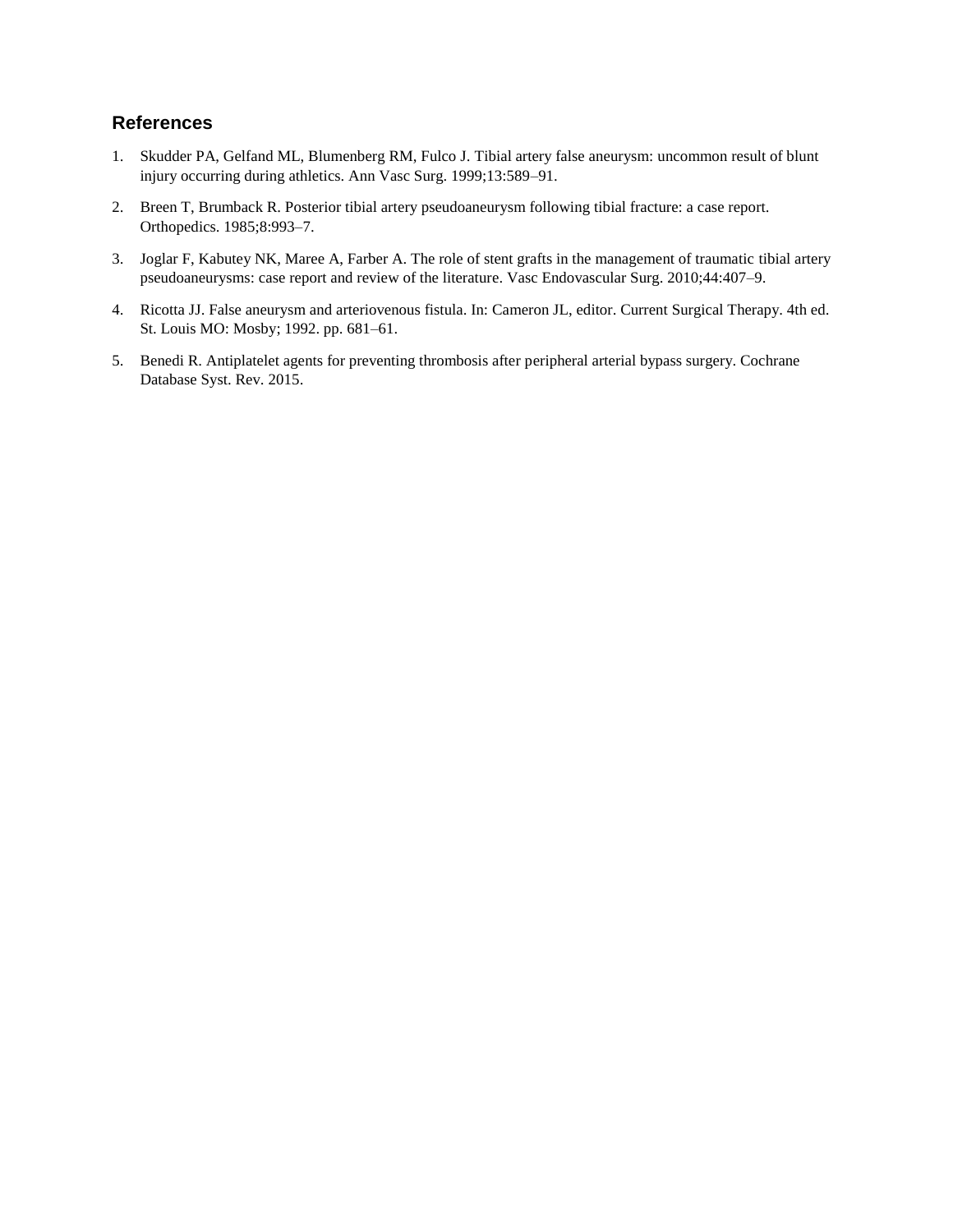## References

1. Skudder PA, Gelfand ML, Blumenberg RM, Fulco J. Tibial artery false aneurysm: uncommon result of blunt injury occurring during athletics. Ann Vasc Surg. 1999;13:589–91.
2. Breen T, Brumback R. Posterior tibial artery pseudoaneurysm following tibial fracture: a case report. Orthopedics. 1985;8:993–7.
3. Joglar F, Kabutey NK, Maree A, Farber A. The role of stent grafts in the management of traumatic tibial artery pseudoaneurysms: case report and review of the literature. Vasc Endovascular Surg. 2010;44:407–9.
4. Ricotta JJ. False aneurysm and arteriovenous fistula. In: Cameron JL, editor. Current Surgical Therapy. 4th ed. St. Louis MO: Mosby; 1992. pp. 681–61.
5. Benedi R. Antiplatelet agents for preventing thrombosis after peripheral arterial bypass surgery. Cochrane Database Syst. Rev. 2015.